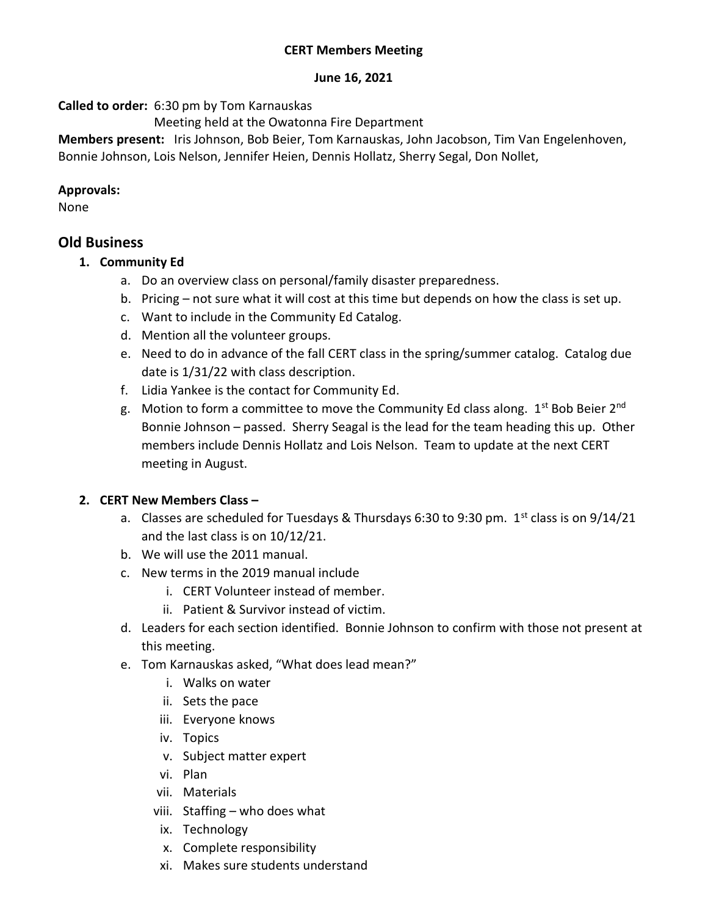**CERT Members Meeting**

**June 16, 2021**

**Called to order:** 6:30 pm by Tom Karnauskas
Meeting held at the Owatonna Fire Department

**Members present:** Iris Johnson, Bob Beier, Tom Karnauskas, John Jacobson, Tim Van Engelenhoven, Bonnie Johnson, Lois Nelson, Jennifer Heien, Dennis Hollatz, Sherry Segal, Don Nollet,

**Approvals:**
None

## Old Business

1. **Community Ed**
   a. Do an overview class on personal/family disaster preparedness.
   b. Pricing – not sure what it will cost at this time but depends on how the class is set up.
   c. Want to include in the Community Ed Catalog.
   d. Mention all the volunteer groups.
   e. Need to do in advance of the fall CERT class in the spring/summer catalog. Catalog due date is 1/31/22 with class description.
   f. Lidia Yankee is the contact for Community Ed.
   g. Motion to form a committee to move the Community Ed class along. 1st Bob Beier 2nd Bonnie Johnson – passed. Sherry Seagal is the lead for the team heading this up. Other members include Dennis Hollatz and Lois Nelson. Team to update at the next CERT meeting in August.

2. **CERT New Members Class –**
   a. Classes are scheduled for Tuesdays & Thursdays 6:30 to 9:30 pm. 1st class is on 9/14/21 and the last class is on 10/12/21.
   b. We will use the 2011 manual.
   c. New terms in the 2019 manual include
      i. CERT Volunteer instead of member.
      ii. Patient & Survivor instead of victim.
   d. Leaders for each section identified. Bonnie Johnson to confirm with those not present at this meeting.
   e. Tom Karnauskas asked, "What does lead mean?"
      i. Walks on water
      ii. Sets the pace
      iii. Everyone knows
      iv. Topics
      v. Subject matter expert
      vi. Plan
      vii. Materials
      viii. Staffing – who does what
      ix. Technology
      x. Complete responsibility
      xi. Makes sure students understand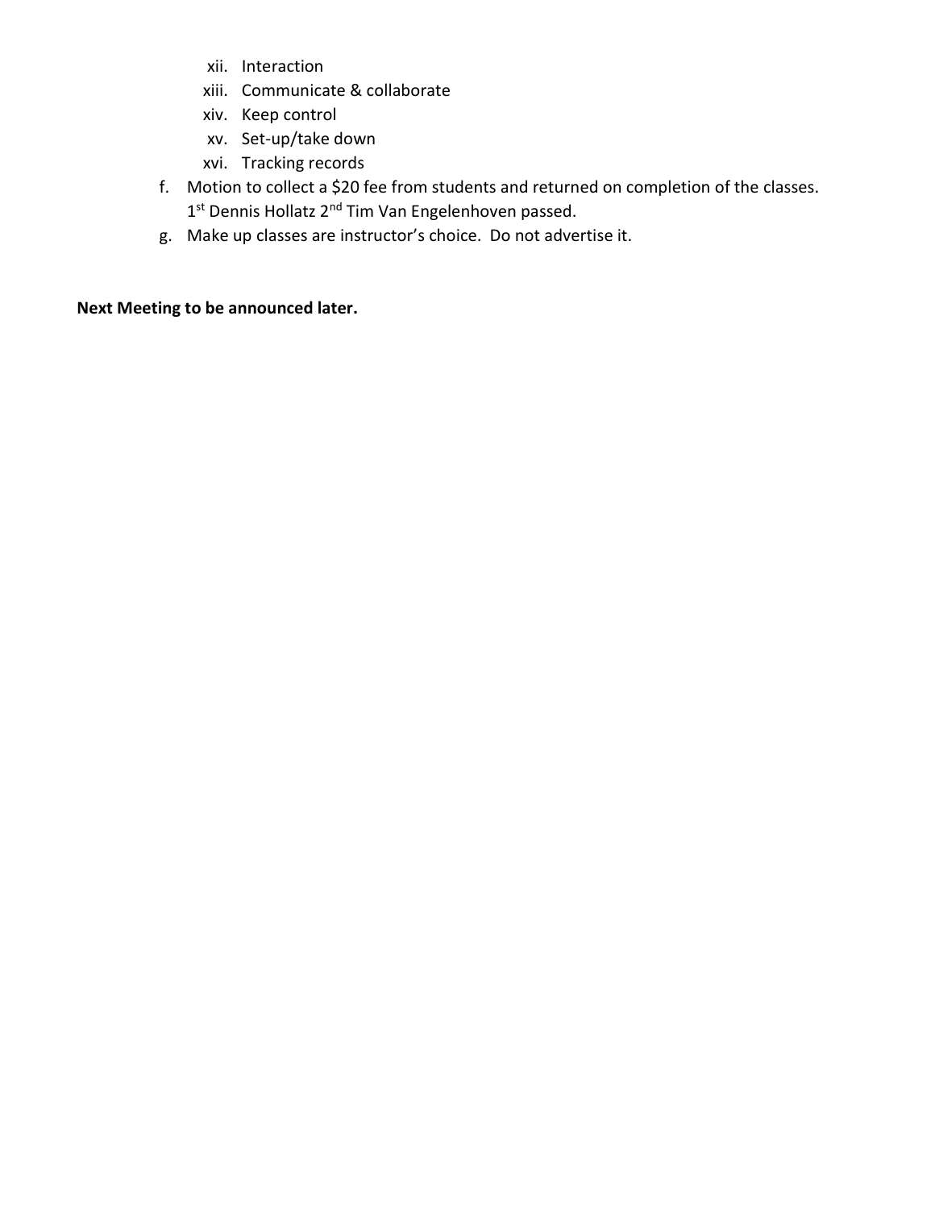xii. Interaction
    xiii. Communicate & collaborate
    xiv. Keep control
    xv. Set-up/take down
    xvi. Tracking records

f. Motion to collect a $20 fee from students and returned on completion of the classes. 1st Dennis Hollatz 2nd Tim Van Engelenhoven passed.

g. Make up classes are instructor's choice. Do not advertise it.

**Next Meeting to be announced later.**